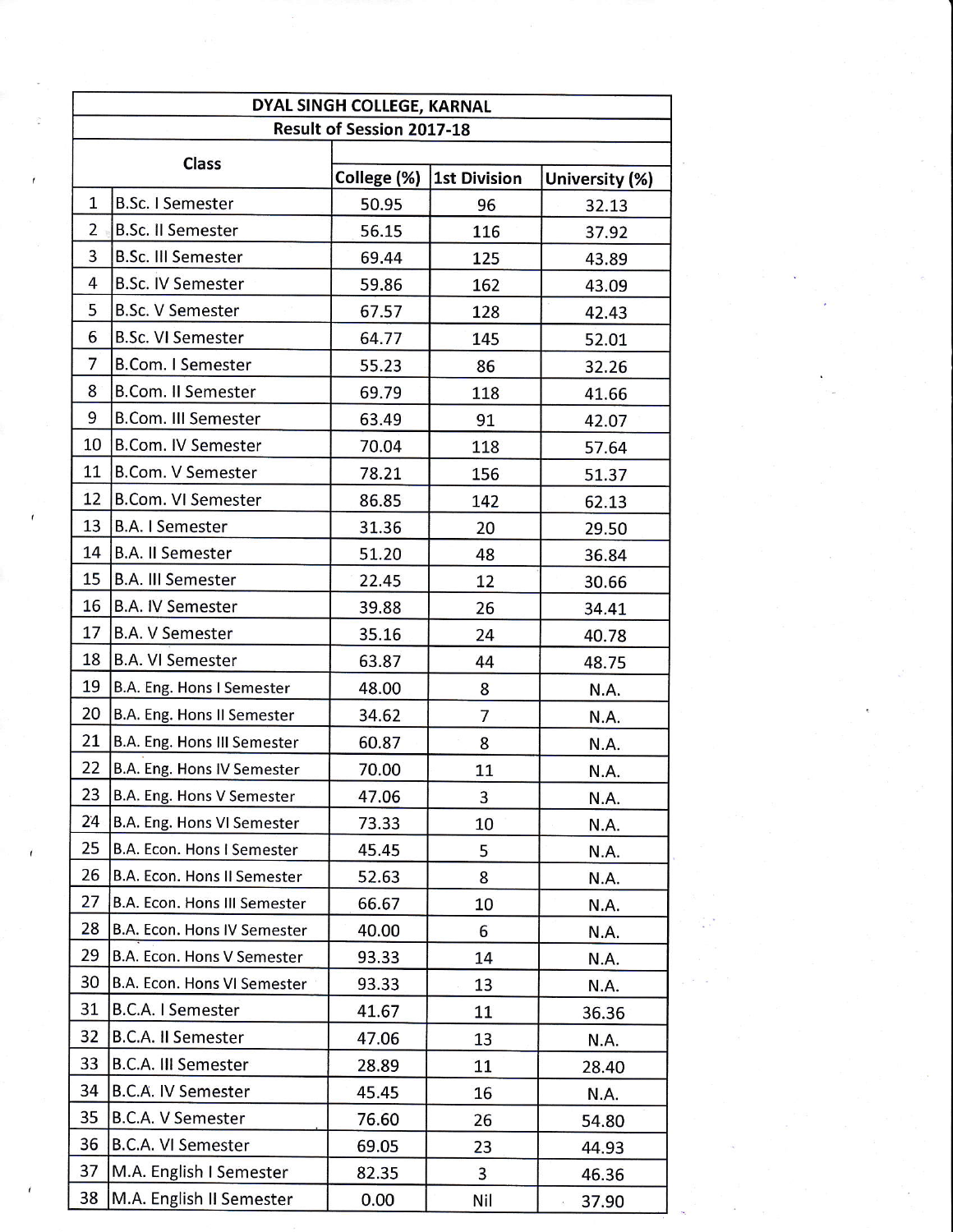| DYAL SINGH COLLEGE, KARNAL | | | | |
|---|---|---|---|---|
| Result of Session 2017-18 | | | | |
| Class | | College (%) | 1st Division | University (%) |
| 1 | B.Sc. I Semester | 50.95 | 96 | 32.13 |
| 2 | B.Sc. II Semester | 56.15 | 116 | 37.92 |
| 3 | B.Sc. III Semester | 69.44 | 125 | 43.89 |
| 4 | B.Sc. IV Semester | 59.86 | 162 | 43.09 |
| 5 | B.Sc. V Semester | 67.57 | 128 | 42.43 |
| 6 | B.Sc. VI Semester | 64.77 | 145 | 52.01 |
| 7 | B.Com. I Semester | 55.23 | 86 | 32.26 |
| 8 | B.Com. II Semester | 69.79 | 118 | 41.66 |
| 9 | B.Com. III Semester | 63.49 | 91 | 42.07 |
| 10 | B.Com. IV Semester | 70.04 | 118 | 57.64 |
| 11 | B.Com. V Semester | 78.21 | 156 | 51.37 |
| 12 | B.Com. VI Semester | 86.85 | 142 | 62.13 |
| 13 | B.A. I Semester | 31.36 | 20 | 29.50 |
| 14 | B.A. II Semester | 51.20 | 48 | 36.84 |
| 15 | B.A. III Semester | 22.45 | 12 | 30.66 |
| 16 | B.A. IV Semester | 39.88 | 26 | 34.41 |
| 17 | B.A. V Semester | 35.16 | 24 | 40.78 |
| 18 | B.A. VI Semester | 63.87 | 44 | 48.75 |
| 19 | B.A. Eng. Hons I Semester | 48.00 | 8 | N.A. |
| 20 | B.A. Eng. Hons II Semester | 34.62 | 7 | N.A. |
| 21 | B.A. Eng. Hons III Semester | 60.87 | 8 | N.A. |
| 22 | B.A. Eng. Hons IV Semester | 70.00 | 11 | N.A. |
| 23 | B.A. Eng. Hons V Semester | 47.06 | 3 | N.A. |
| 24 | B.A. Eng. Hons VI Semester | 73.33 | 10 | N.A. |
| 25 | B.A. Econ. Hons I Semester | 45.45 | 5 | N.A. |
| 26 | B.A. Econ. Hons II Semester | 52.63 | 8 | N.A. |
| 27 | B.A. Econ. Hons III Semester | 66.67 | 10 | N.A. |
| 28 | B.A. Econ. Hons IV Semester | 40.00 | 6 | N.A. |
| 29 | B.A. Econ. Hons V Semester | 93.33 | 14 | N.A. |
| 30 | B.A. Econ. Hons VI Semester | 93.33 | 13 | N.A. |
| 31 | B.C.A. I Semester | 41.67 | 11 | 36.36 |
| 32 | B.C.A. II Semester | 47.06 | 13 | N.A. |
| 33 | B.C.A. III Semester | 28.89 | 11 | 28.40 |
| 34 | B.C.A. IV Semester | 45.45 | 16 | N.A. |
| 35 | B.C.A. V Semester | 76.60 | 26 | 54.80 |
| 36 | B.C.A. VI Semester | 69.05 | 23 | 44.93 |
| 37 | M.A. English I Semester | 82.35 | 3 | 46.36 |
| 38 | M.A. English II Semester | 0.00 | Nil | 37.90 |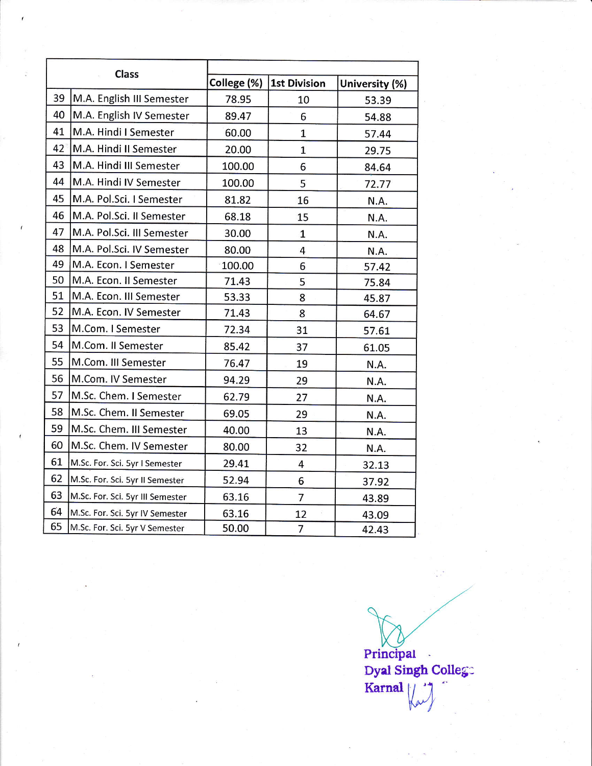| | Class | College (%) | 1st Division | University (%) |
|---|---|---|---|---|
| 39 | M.A. English III Semester | 78.95 | 10 | 53.39 |
| 40 | M.A. English IV Semester | 89.47 | 6 | 54.88 |
| 41 | M.A. Hindi I Semester | 60.00 | 1 | 57.44 |
| 42 | M.A. Hindi II Semester | 20.00 | 1 | 29.75 |
| 43 | M.A. Hindi III Semester | 100.00 | 6 | 84.64 |
| 44 | M.A. Hindi IV Semester | 100.00 | 5 | 72.77 |
| 45 | M.A. Pol.Sci. I Semester | 81.82 | 16 | N.A. |
| 46 | M.A. Pol.Sci. II Semester | 68.18 | 15 | N.A. |
| 47 | M.A. Pol.Sci. III Semester | 30.00 | 1 | N.A. |
| 48 | M.A. Pol.Sci. IV Semester | 80.00 | 4 | N.A. |
| 49 | M.A. Econ. I Semester | 100.00 | 6 | 57.42 |
| 50 | M.A. Econ. II Semester | 71.43 | 5 | 75.84 |
| 51 | M.A. Econ. III Semester | 53.33 | 8 | 45.87 |
| 52 | M.A. Econ. IV Semester | 71.43 | 8 | 64.67 |
| 53 | M.Com. I Semester | 72.34 | 31 | 57.61 |
| 54 | M.Com. II Semester | 85.42 | 37 | 61.05 |
| 55 | M.Com. III Semester | 76.47 | 19 | N.A. |
| 56 | M.Com. IV Semester | 94.29 | 29 | N.A. |
| 57 | M.Sc. Chem. I Semester | 62.79 | 27 | N.A. |
| 58 | M.Sc. Chem. II Semester | 69.05 | 29 | N.A. |
| 59 | M.Sc. Chem. III Semester | 40.00 | 13 | N.A. |
| 60 | M.Sc. Chem. IV Semester | 80.00 | 32 | N.A. |
| 61 | M.Sc. For. Sci. 5yr I Semester | 29.41 | 4 | 32.13 |
| 62 | M.Sc. For. Sci. 5yr II Semester | 52.94 | 6 | 37.92 |
| 63 | M.Sc. For. Sci. 5yr III Semester | 63.16 | 7 | 43.89 |
| 64 | M.Sc. For. Sci. 5yr IV Semester | 63.16 | 12 | 43.09 |
| 65 | M.Sc. For. Sci. 5yr V Semester | 50.00 | 7 | 42.43 |

Principal
Dyal Singh College
Karnal